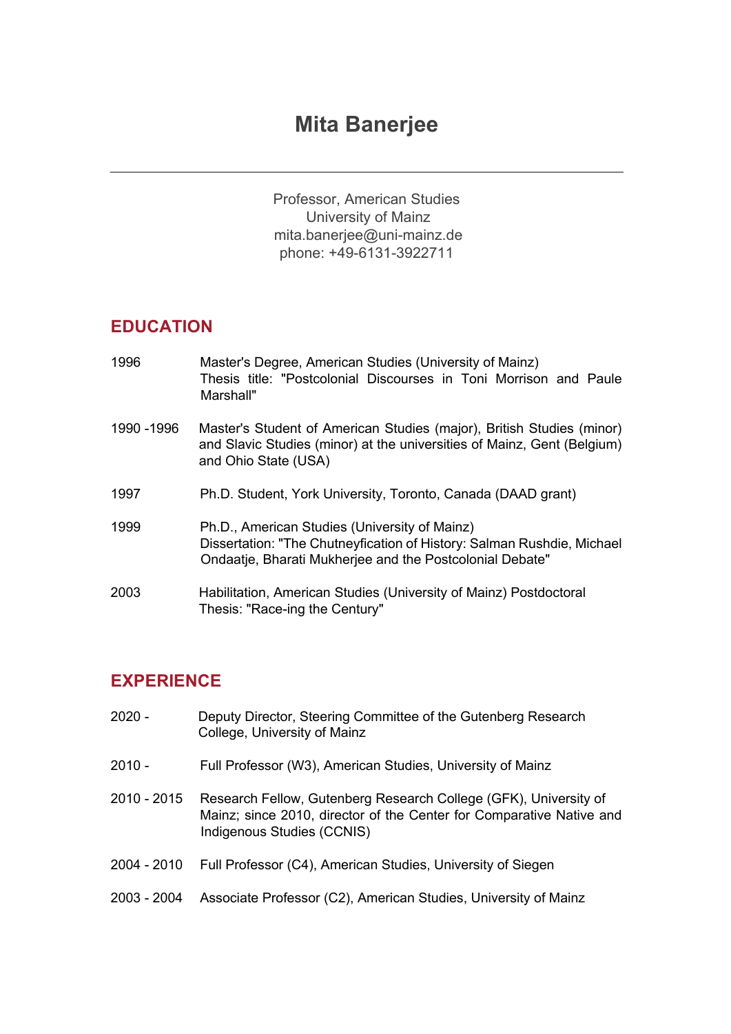# Mita Banerjee

---

Professor, American Studies
University of Mainz
mita.banerjee@uni-mainz.de
phone: +49-6131-3922711

## EDUCATION

| | |
|---|---|
| 1996 | Master's Degree, American Studies (University of Mainz)<br>Thesis title: "Postcolonial Discourses in Toni Morrison and Paule Marshall" |
| 1990 -1996 | Master's Student of American Studies (major), British Studies (minor) and Slavic Studies (minor) at the universities of Mainz, Gent (Belgium) and Ohio State (USA) |
| 1997 | Ph.D. Student, York University, Toronto, Canada (DAAD grant) |
| 1999 | Ph.D., American Studies (University of Mainz)<br>Dissertation: "The Chutneyfication of History: Salman Rushdie, Michael Ondaatje, Bharati Mukherjee and the Postcolonial Debate" |
| 2003 | Habilitation, American Studies (University of Mainz) Postdoctoral Thesis: "Race-ing the Century" |

## EXPERIENCE

| | |
|---|---|
| 2020 - | Deputy Director, Steering Committee of the Gutenberg Research College, University of Mainz |
| 2010 - | Full Professor (W3), American Studies, University of Mainz |
| 2010 - 2015 | Research Fellow, Gutenberg Research College (GFK), University of Mainz; since 2010, director of the Center for Comparative Native and Indigenous Studies (CCNIS) |
| 2004 - 2010 | Full Professor (C4), American Studies, University of Siegen |
| 2003 - 2004 | Associate Professor (C2), American Studies, University of Mainz |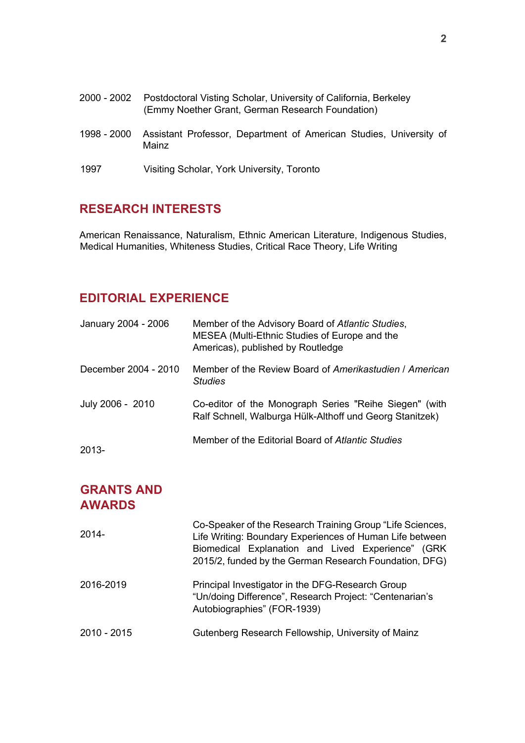| | |
|---|---|
| 2000 - 2002 | Postdoctoral Visting Scholar, University of California, Berkeley (Emmy Noether Grant, German Research Foundation) |
| 1998 - 2000 | Assistant Professor, Department of American Studies, University of Mainz |
| 1997 | Visiting Scholar, York University, Toronto |

## RESEARCH INTERESTS

American Renaissance, Naturalism, Ethnic American Literature, Indigenous Studies, Medical Humanities, Whiteness Studies, Critical Race Theory, Life Writing

## EDITORIAL EXPERIENCE

| | |
|---|---|
| January 2004 - 2006 | Member of the Advisory Board of *Atlantic Studies*, MESEA (Multi-Ethnic Studies of Europe and the Americas), published by Routledge |
| December 2004 - 2010 | Member of the Review Board of *Amerikastudien* / *American Studies* |
| July 2006 - 2010 | Co-editor of the Monograph Series "Reihe Siegen" (with Ralf Schnell, Walburga Hülk-Althoff und Georg Stanitzek) |
| 2013- | Member of the Editorial Board of *Atlantic Studies* |

## GRANTS AND AWARDS

| | |
|---|---|
| 2014- | Co-Speaker of the Research Training Group “Life Sciences, Life Writing: Boundary Experiences of Human Life between Biomedical Explanation and Lived Experience” (GRK 2015/2, funded by the German Research Foundation, DFG) |
| 2016-2019 | Principal Investigator in the DFG-Research Group “Un/doing Difference”, Research Project: “Centenarian’s Autobiographies” (FOR-1939) |
| 2010 - 2015 | Gutenberg Research Fellowship, University of Mainz |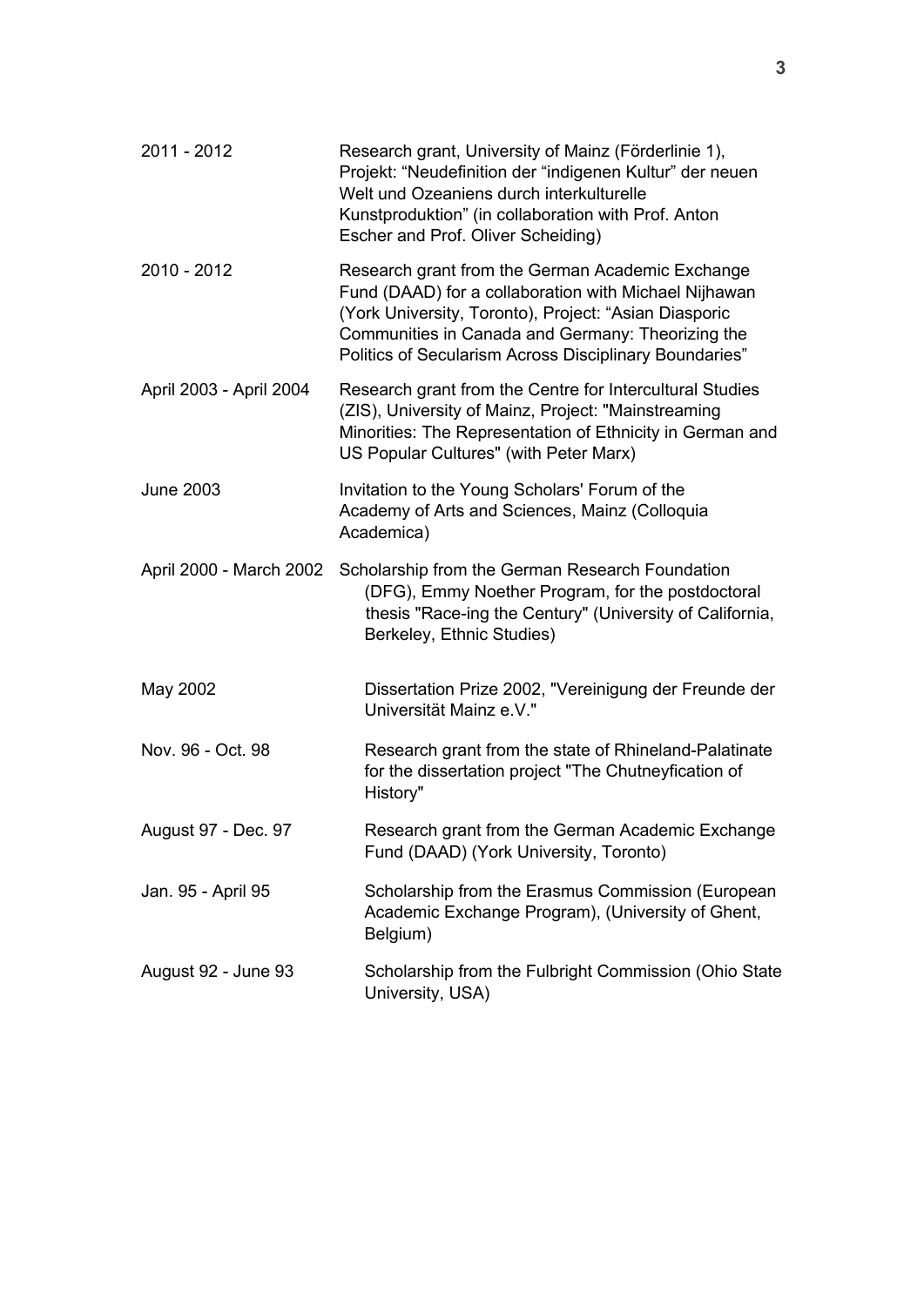| | |
|---|---|
| 2011 - 2012 | Research grant, University of Mainz (Förderlinie 1), Projekt: "Neudefinition der "indigenen Kultur" der neuen Welt und Ozeaniens durch interkulturelle Kunstproduktion" (in collaboration with Prof. Anton Escher and Prof. Oliver Scheiding) |
| 2010 - 2012 | Research grant from the German Academic Exchange Fund (DAAD) for a collaboration with Michael Nijhawan (York University, Toronto), Project: "Asian Diasporic Communities in Canada and Germany: Theorizing the Politics of Secularism Across Disciplinary Boundaries" |
| April 2003 - April 2004 | Research grant from the Centre for Intercultural Studies (ZIS), University of Mainz, Project: "Mainstreaming Minorities: The Representation of Ethnicity in German and US Popular Cultures" (with Peter Marx) |
| June 2003 | Invitation to the Young Scholars' Forum of the Academy of Arts and Sciences, Mainz (Colloquia Academica) |
| April 2000 - March 2002 | Scholarship from the German Research Foundation (DFG), Emmy Noether Program, for the postdoctoral thesis "Race-ing the Century" (University of California, Berkeley, Ethnic Studies) |
| May 2002 | Dissertation Prize 2002, "Vereinigung der Freunde der Universität Mainz e.V." |
| Nov. 96 - Oct. 98 | Research grant from the state of Rhineland-Palatinate for the dissertation project "The Chutneyfication of History" |
| August 97 - Dec. 97 | Research grant from the German Academic Exchange Fund (DAAD) (York University, Toronto) |
| Jan. 95 - April 95 | Scholarship from the Erasmus Commission (European Academic Exchange Program), (University of Ghent, Belgium) |
| August 92 - June 93 | Scholarship from the Fulbright Commission (Ohio State University, USA) |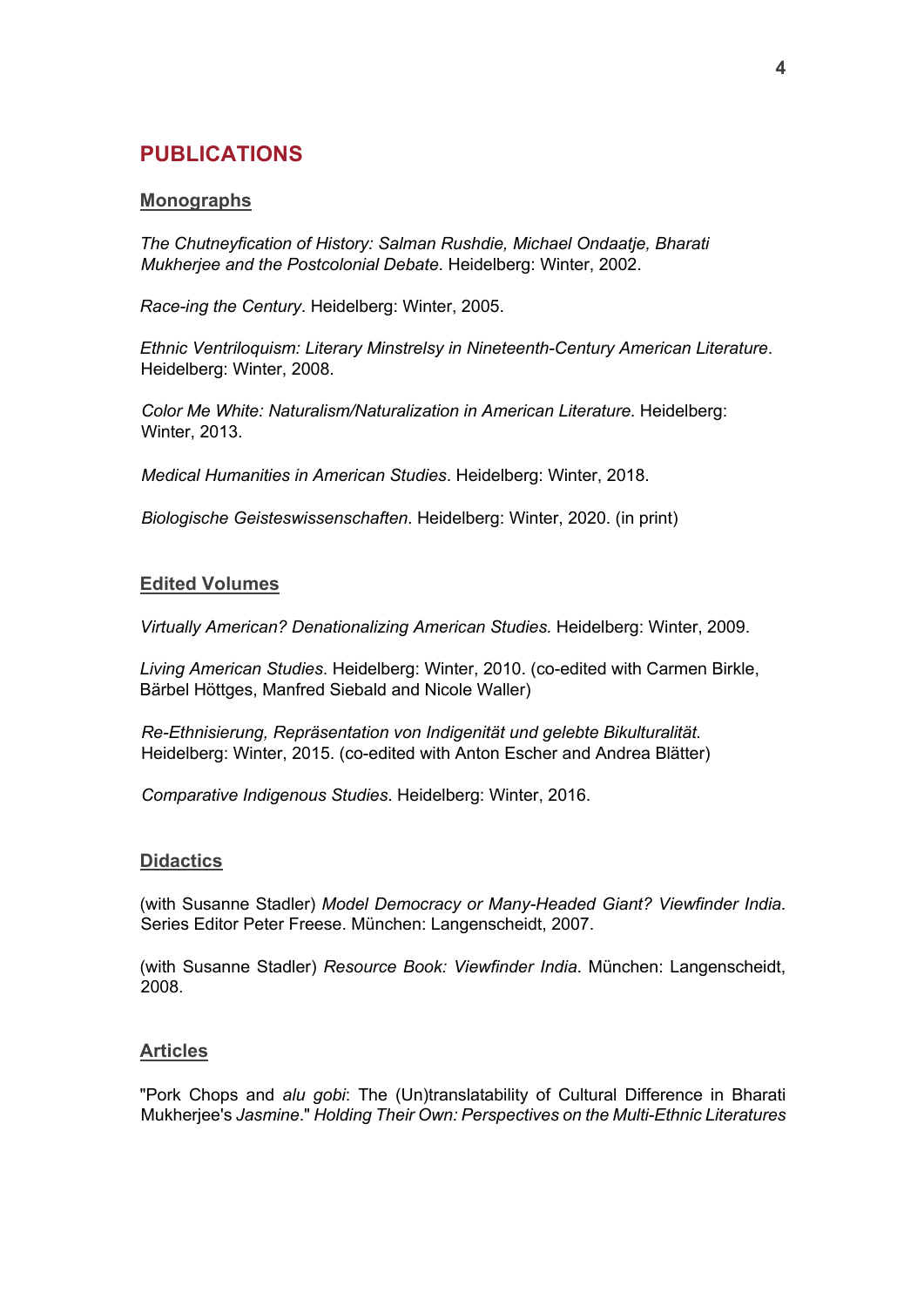## PUBLICATIONS

### Monographs

*The Chutneyfication of History: Salman Rushdie, Michael Ondaatje, Bharati Mukherjee and the Postcolonial Debate*. Heidelberg: Winter, 2002.

*Race-ing the Century*. Heidelberg: Winter, 2005.

*Ethnic Ventriloquism: Literary Minstrelsy in Nineteenth-Century American Literature*. Heidelberg: Winter, 2008.

*Color Me White: Naturalism/Naturalization in American Literature.* Heidelberg: Winter, 2013.

*Medical Humanities in American Studies*. Heidelberg: Winter, 2018.

*Biologische Geisteswissenschaften*. Heidelberg: Winter, 2020. (in print)

### Edited Volumes

*Virtually American? Denationalizing American Studies.* Heidelberg: Winter, 2009.

*Living American Studies*. Heidelberg: Winter, 2010. (co-edited with Carmen Birkle, Bärbel Höttges, Manfred Siebald and Nicole Waller)

*Re-Ethnisierung, Repräsentation von Indigenität und gelebte Bikulturalität.* Heidelberg: Winter, 2015. (co-edited with Anton Escher and Andrea Blätter)

*Comparative Indigenous Studies*. Heidelberg: Winter, 2016.

### Didactics

(with Susanne Stadler) *Model Democracy or Many-Headed Giant? Viewfinder India*. Series Editor Peter Freese. München: Langenscheidt, 2007.

(with Susanne Stadler) *Resource Book: Viewfinder India*. München: Langenscheidt, 2008.

### Articles

"Pork Chops and *alu gobi*: The (Un)translatability of Cultural Difference in Bharati Mukherjee's *Jasmine*." *Holding Their Own: Perspectives on the Multi-Ethnic Literatures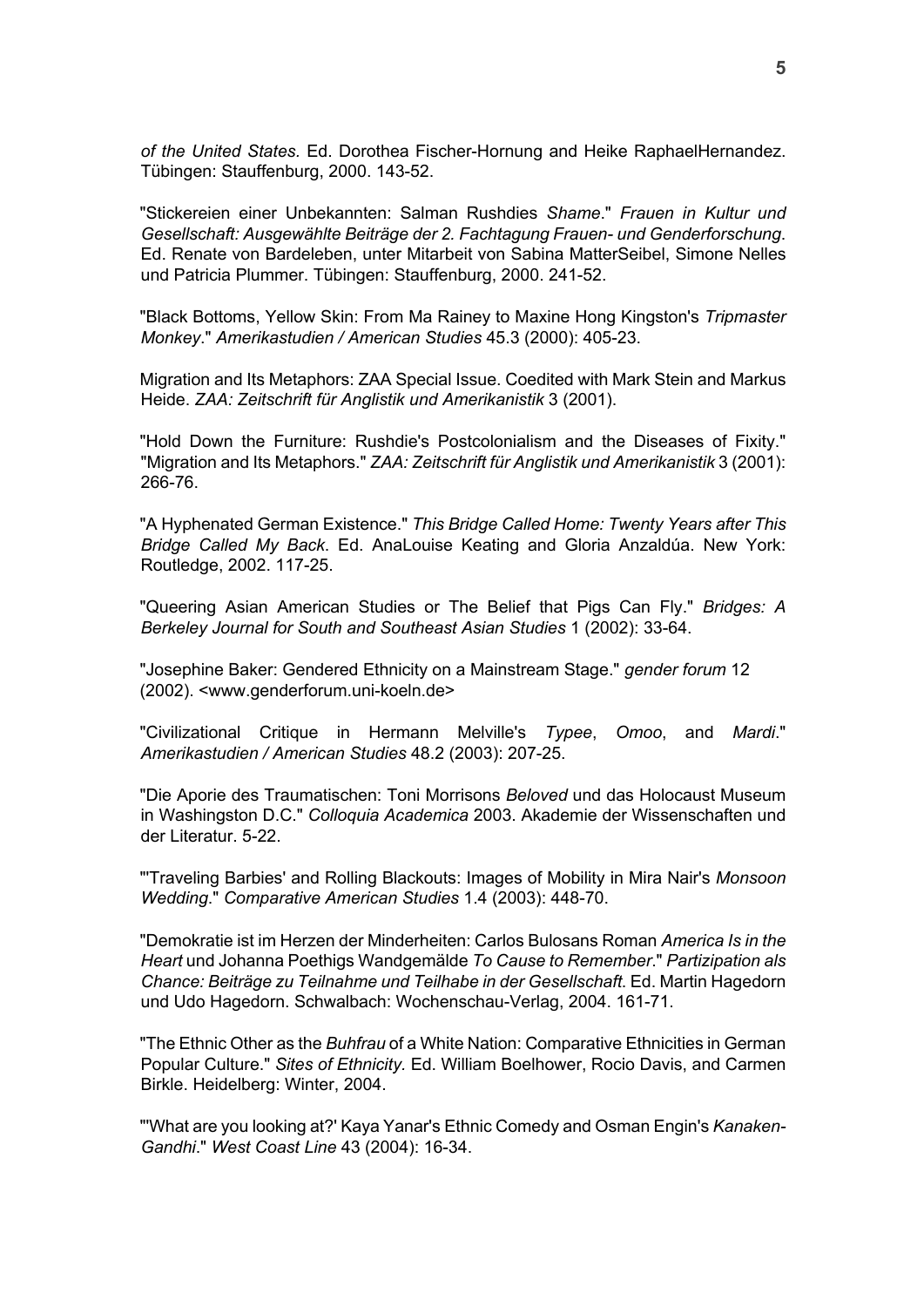*of the United States.* Ed. Dorothea Fischer-Hornung and Heike RaphaelHernandez. Tübingen: Stauffenburg, 2000. 143-52.

"Stickereien einer Unbekannten: Salman Rushdies *Shame*." *Frauen in Kultur und Gesellschaft: Ausgewählte Beiträge der 2. Fachtagung Frauen- und Genderforschung*. Ed. Renate von Bardeleben, unter Mitarbeit von Sabina MatterSeibel, Simone Nelles und Patricia Plummer. Tübingen: Stauffenburg, 2000. 241-52.

"Black Bottoms, Yellow Skin: From Ma Rainey to Maxine Hong Kingston's *Tripmaster Monkey*." *Amerikastudien / American Studies* 45.3 (2000): 405-23.

Migration and Its Metaphors: ZAA Special Issue. Coedited with Mark Stein and Markus Heide. *ZAA: Zeitschrift für Anglistik und Amerikanistik* 3 (2001).

"Hold Down the Furniture: Rushdie's Postcolonialism and the Diseases of Fixity." "Migration and Its Metaphors." *ZAA: Zeitschrift für Anglistik und Amerikanistik* 3 (2001): 266-76.

"A Hyphenated German Existence." *This Bridge Called Home: Twenty Years after This Bridge Called My Back.* Ed. AnaLouise Keating and Gloria Anzaldúa. New York: Routledge, 2002. 117-25.

"Queering Asian American Studies or The Belief that Pigs Can Fly." *Bridges: A Berkeley Journal for South and Southeast Asian Studies* 1 (2002): 33-64.

"Josephine Baker: Gendered Ethnicity on a Mainstream Stage." *gender forum* 12 (2002). <www.genderforum.uni-koeln.de>

"Civilizational Critique in Hermann Melville's *Typee*, *Omoo*, and *Mardi*." *Amerikastudien / American Studies* 48.2 (2003): 207-25.

"Die Aporie des Traumatischen: Toni Morrisons *Beloved* und das Holocaust Museum in Washingston D.C." *Colloquia Academica* 2003. Akademie der Wissenschaften und der Literatur. 5-22.

"'Traveling Barbies' and Rolling Blackouts: Images of Mobility in Mira Nair's *Monsoon Wedding*." *Comparative American Studies* 1.4 (2003): 448-70.

"Demokratie ist im Herzen der Minderheiten: Carlos Bulosans Roman *America Is in the Heart* und Johanna Poethigs Wandgemälde *To Cause to Remember*." *Partizipation als Chance: Beiträge zu Teilnahme und Teilhabe in der Gesellschaft*. Ed. Martin Hagedorn und Udo Hagedorn. Schwalbach: Wochenschau-Verlag, 2004. 161-71.

"The Ethnic Other as the *Buhfrau* of a White Nation: Comparative Ethnicities in German Popular Culture." *Sites of Ethnicity.* Ed. William Boelhower, Rocio Davis, and Carmen Birkle. Heidelberg: Winter, 2004.

"'What are you looking at?' Kaya Yanar's Ethnic Comedy and Osman Engin's *Kanaken-Gandhi*." *West Coast Line* 43 (2004): 16-34.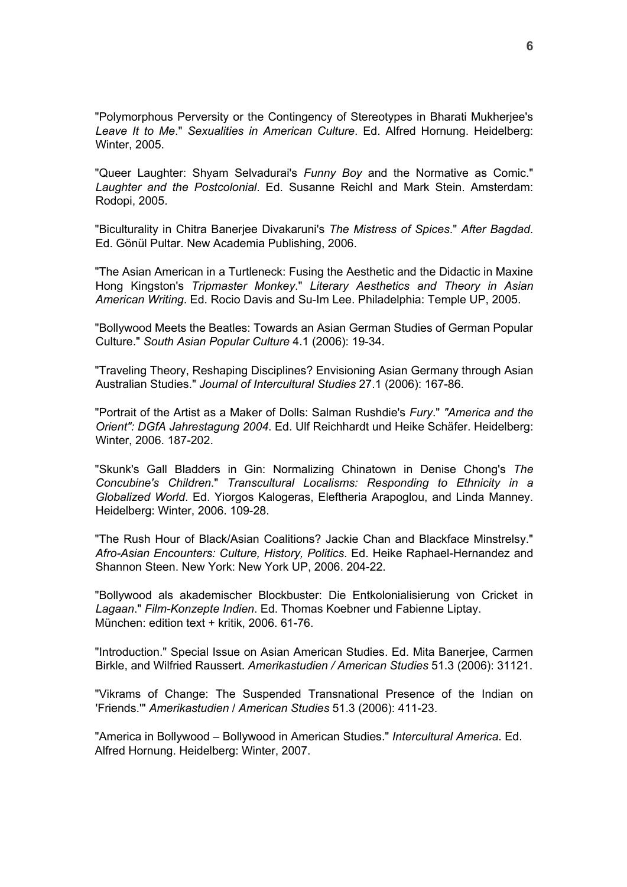"Polymorphous Perversity or the Contingency of Stereotypes in Bharati Mukherjee's *Leave It to Me*." *Sexualities in American Culture*. Ed. Alfred Hornung. Heidelberg: Winter, 2005.

"Queer Laughter: Shyam Selvadurai's *Funny Boy* and the Normative as Comic." *Laughter and the Postcolonial*. Ed. Susanne Reichl and Mark Stein. Amsterdam: Rodopi, 2005.

"Biculturality in Chitra Banerjee Divakaruni's *The Mistress of Spices*." *After Bagdad*. Ed. Gönül Pultar. New Academia Publishing, 2006.

"The Asian American in a Turtleneck: Fusing the Aesthetic and the Didactic in Maxine Hong Kingston's *Tripmaster Monkey*." *Literary Aesthetics and Theory in Asian American Writing*. Ed. Rocio Davis and Su-Im Lee. Philadelphia: Temple UP, 2005.

"Bollywood Meets the Beatles: Towards an Asian German Studies of German Popular Culture." *South Asian Popular Culture* 4.1 (2006): 19-34.

"Traveling Theory, Reshaping Disciplines? Envisioning Asian Germany through Asian Australian Studies." *Journal of Intercultural Studies* 27.1 (2006): 167-86.

"Portrait of the Artist as a Maker of Dolls: Salman Rushdie's *Fury*." *"America and the Orient": DGfA Jahrestagung 2004*. Ed. Ulf Reichhardt und Heike Schäfer. Heidelberg: Winter, 2006. 187-202.

"Skunk's Gall Bladders in Gin: Normalizing Chinatown in Denise Chong's *The Concubine's Children*." *Transcultural Localisms: Responding to Ethnicity in a Globalized World*. Ed. Yiorgos Kalogeras, Eleftheria Arapoglou, and Linda Manney. Heidelberg: Winter, 2006. 109-28.

"The Rush Hour of Black/Asian Coalitions? Jackie Chan and Blackface Minstrelsy." *Afro-Asian Encounters: Culture, History, Politics*. Ed. Heike Raphael-Hernandez and Shannon Steen. New York: New York UP, 2006. 204-22.

"Bollywood als akademischer Blockbuster: Die Entkolonialisierung von Cricket in *Lagaan*." *Film-Konzepte Indien*. Ed. Thomas Koebner und Fabienne Liptay. München: edition text + kritik, 2006. 61-76.

"Introduction." Special Issue on Asian American Studies. Ed. Mita Banerjee, Carmen Birkle, and Wilfried Raussert. *Amerikastudien / American Studies* 51.3 (2006): 31121.

"Vikrams of Change: The Suspended Transnational Presence of the Indian on 'Friends.'" *Amerikastudien / American Studies* 51.3 (2006): 411-23.

"America in Bollywood – Bollywood in American Studies." *Intercultural America*. Ed. Alfred Hornung. Heidelberg: Winter, 2007.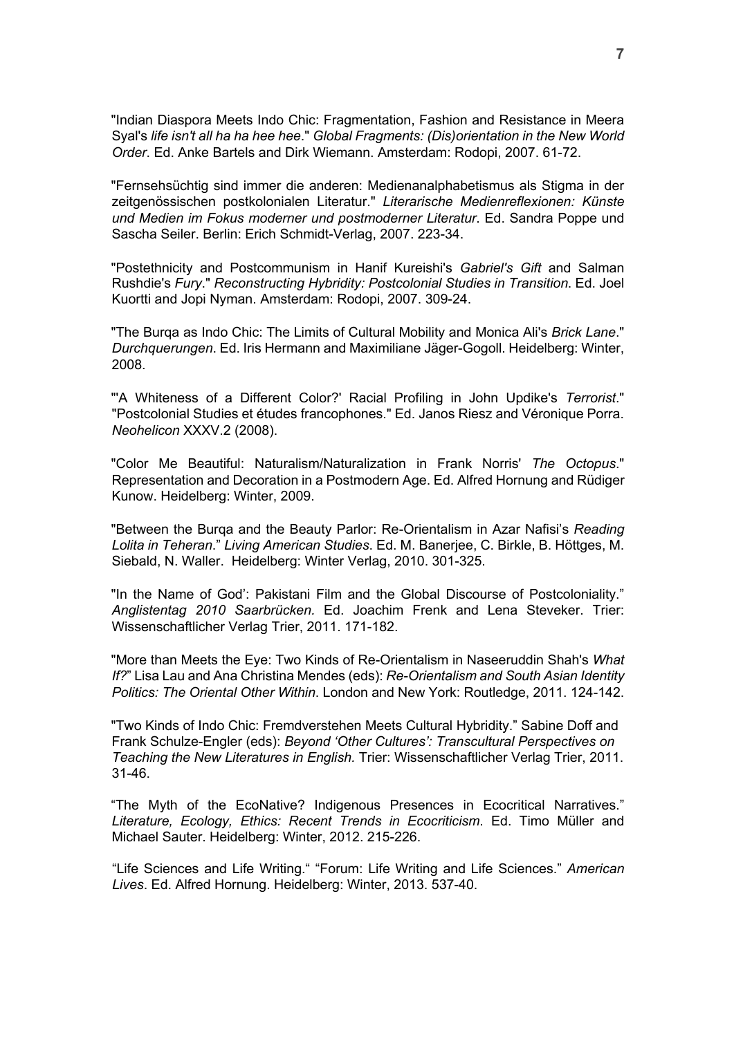"Indian Diaspora Meets Indo Chic: Fragmentation, Fashion and Resistance in Meera Syal's *life isn't all ha ha hee hee*." *Global Fragments: (Dis)orientation in the New World Order*. Ed. Anke Bartels and Dirk Wiemann. Amsterdam: Rodopi, 2007. 61-72.

"Fernsehsüchtig sind immer die anderen: Medienanalphabetismus als Stigma in der zeitgenössischen postkolonialen Literatur." *Literarische Medienreflexionen: Künste und Medien im Fokus moderner und postmoderner Literatur*. Ed. Sandra Poppe und Sascha Seiler. Berlin: Erich Schmidt-Verlag, 2007. 223-34.

"Postethnicity and Postcommunism in Hanif Kureishi's *Gabriel's Gift* and Salman Rushdie's *Fury*." *Reconstructing Hybridity: Postcolonial Studies in Transition*. Ed. Joel Kuortti and Jopi Nyman. Amsterdam: Rodopi, 2007. 309-24.

"The Burqa as Indo Chic: The Limits of Cultural Mobility and Monica Ali's *Brick Lane*." *Durchquerungen*. Ed. Iris Hermann and Maximiliane Jäger-Gogoll. Heidelberg: Winter, 2008.

"'A Whiteness of a Different Color?' Racial Profiling in John Updike's *Terrorist*." "Postcolonial Studies et études francophones." Ed. Janos Riesz and Véronique Porra. *Neohelicon* XXXV.2 (2008).

"Color Me Beautiful: Naturalism/Naturalization in Frank Norris' *The Octopus*." Representation and Decoration in a Postmodern Age. Ed. Alfred Hornung and Rüdiger Kunow. Heidelberg: Winter, 2009.

"Between the Burqa and the Beauty Parlor: Re-Orientalism in Azar Nafisi's *Reading Lolita in Teheran*." *Living American Studies*. Ed. M. Banerjee, C. Birkle, B. Höttges, M. Siebald, N. Waller. Heidelberg: Winter Verlag, 2010. 301-325.

"In the Name of God': Pakistani Film and the Global Discourse of Postcoloniality." *Anglistentag 2010 Saarbrücken.* Ed. Joachim Frenk and Lena Steveker. Trier: Wissenschaftlicher Verlag Trier, 2011. 171-182.

"More than Meets the Eye: Two Kinds of Re-Orientalism in Naseeruddin Shah's *What If?*" Lisa Lau and Ana Christina Mendes (eds): *Re-Orientalism and South Asian Identity Politics: The Oriental Other Within*. London and New York: Routledge, 2011. 124-142.

"Two Kinds of Indo Chic: Fremdverstehen Meets Cultural Hybridity." Sabine Doff and Frank Schulze-Engler (eds): *Beyond 'Other Cultures': Transcultural Perspectives on Teaching the New Literatures in English.* Trier: Wissenschaftlicher Verlag Trier, 2011. 31-46.

"The Myth of the EcoNative? Indigenous Presences in Ecocritical Narratives." *Literature, Ecology, Ethics: Recent Trends in Ecocriticism*. Ed. Timo Müller and Michael Sauter. Heidelberg: Winter, 2012. 215-226.

"Life Sciences and Life Writing." "Forum: Life Writing and Life Sciences." *American Lives*. Ed. Alfred Hornung. Heidelberg: Winter, 2013. 537-40.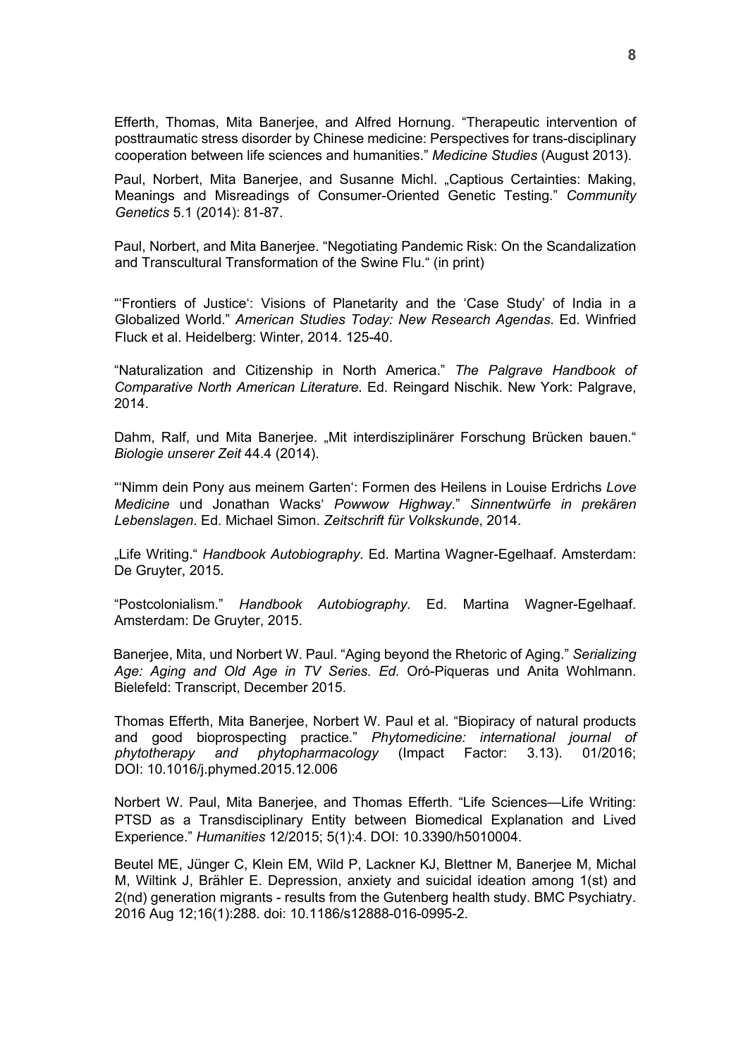Efferth, Thomas, Mita Banerjee, and Alfred Hornung. "Therapeutic intervention of posttraumatic stress disorder by Chinese medicine: Perspectives for trans-disciplinary cooperation between life sciences and humanities." *Medicine Studies* (August 2013).

Paul, Norbert, Mita Banerjee, and Susanne Michl. „Captious Certainties: Making, Meanings and Misreadings of Consumer-Oriented Genetic Testing." *Community Genetics* 5.1 (2014): 81-87.

Paul, Norbert, and Mita Banerjee. "Negotiating Pandemic Risk: On the Scandalization and Transcultural Transformation of the Swine Flu." (in print)

"'Frontiers of Justice': Visions of Planetarity and the 'Case Study' of India in a Globalized World." *American Studies Today: New Research Agendas.* Ed. Winfried Fluck et al. Heidelberg: Winter, 2014. 125-40.

"Naturalization and Citizenship in North America." *The Palgrave Handbook of Comparative North American Literature*. Ed. Reingard Nischik. New York: Palgrave, 2014.

Dahm, Ralf, und Mita Banerjee. „Mit interdisziplinärer Forschung Brücken bauen." *Biologie unserer Zeit* 44.4 (2014).

"'Nimm dein Pony aus meinem Garten': Formen des Heilens in Louise Erdrichs *Love Medicine* und Jonathan Wacks' *Powwow Highway*." *Sinnentwürfe in prekären Lebenslagen*. Ed. Michael Simon. *Zeitschrift für Volkskunde*, 2014.

„Life Writing." *Handbook Autobiography*. Ed. Martina Wagner-Egelhaaf. Amsterdam: De Gruyter, 2015.

"Postcolonialism." *Handbook Autobiography*. Ed. Martina Wagner-Egelhaaf. Amsterdam: De Gruyter, 2015.

Banerjee, Mita, und Norbert W. Paul. "Aging beyond the Rhetoric of Aging." *Serializing Age: Aging and Old Age in TV Series. Ed.* Oró-Piqueras und Anita Wohlmann. Bielefeld: Transcript, December 2015.

Thomas Efferth, Mita Banerjee, Norbert W. Paul et al. "Biopiracy of natural products and good bioprospecting practice." *Phytomedicine: international journal of phytotherapy and phytopharmacology* (Impact Factor: 3.13). 01/2016; DOI: 10.1016/j.phymed.2015.12.006

Norbert W. Paul, Mita Banerjee, and Thomas Efferth. "Life Sciences—Life Writing: PTSD as a Transdisciplinary Entity between Biomedical Explanation and Lived Experience." *Humanities* 12/2015; 5(1):4. DOI: 10.3390/h5010004.

Beutel ME, Jünger C, Klein EM, Wild P, Lackner KJ, Blettner M, Banerjee M, Michal M, Wiltink J, Brähler E. Depression, anxiety and suicidal ideation among 1(st) and 2(nd) generation migrants - results from the Gutenberg health study. BMC Psychiatry. 2016 Aug 12;16(1):288. doi: 10.1186/s12888-016-0995-2.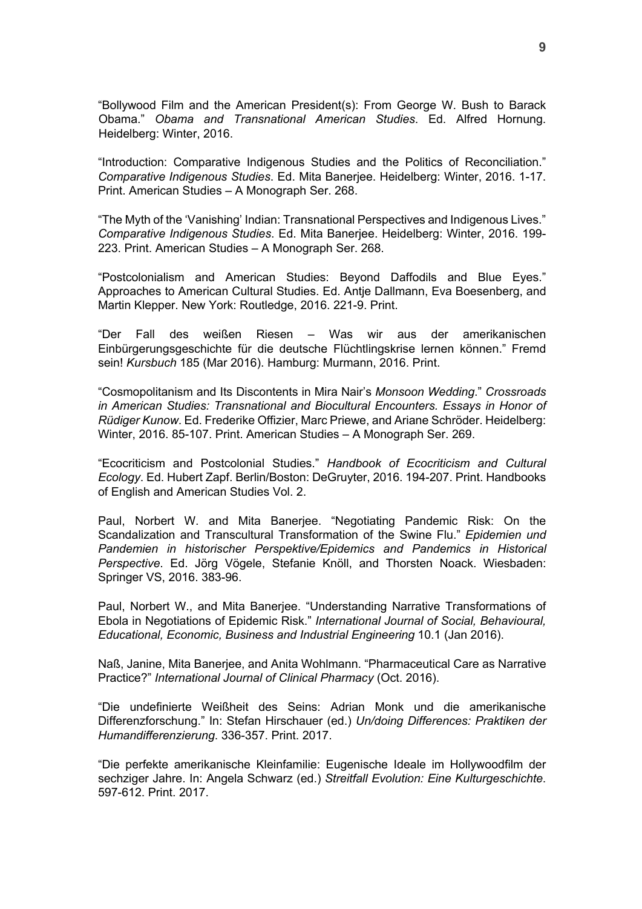"Bollywood Film and the American President(s): From George W. Bush to Barack Obama." *Obama and Transnational American Studies*. Ed. Alfred Hornung. Heidelberg: Winter, 2016.

"Introduction: Comparative Indigenous Studies and the Politics of Reconciliation." *Comparative Indigenous Studies*. Ed. Mita Banerjee. Heidelberg: Winter, 2016. 1-17. Print. American Studies – A Monograph Ser. 268.

"The Myth of the 'Vanishing' Indian: Transnational Perspectives and Indigenous Lives." *Comparative Indigenous Studies*. Ed. Mita Banerjee. Heidelberg: Winter, 2016. 199-223. Print. American Studies – A Monograph Ser. 268.

"Postcolonialism and American Studies: Beyond Daffodils and Blue Eyes." Approaches to American Cultural Studies. Ed. Antje Dallmann, Eva Boesenberg, and Martin Klepper. New York: Routledge, 2016. 221-9. Print.

"Der Fall des weißen Riesen – Was wir aus der amerikanischen Einbürgerungsgeschichte für die deutsche Flüchtlingskrise lernen können." Fremd sein! *Kursbuch* 185 (Mar 2016). Hamburg: Murmann, 2016. Print.

"Cosmopolitanism and Its Discontents in Mira Nair's *Monsoon Wedding*." *Crossroads in American Studies: Transnational and Biocultural Encounters. Essays in Honor of Rüdiger Kunow*. Ed. Frederike Offizier, Marc Priewe, and Ariane Schröder. Heidelberg: Winter, 2016. 85-107. Print. American Studies – A Monograph Ser. 269.

"Ecocriticism and Postcolonial Studies." *Handbook of Ecocriticism and Cultural Ecology*. Ed. Hubert Zapf. Berlin/Boston: DeGruyter, 2016. 194-207. Print. Handbooks of English and American Studies Vol. 2.

Paul, Norbert W. and Mita Banerjee. "Negotiating Pandemic Risk: On the Scandalization and Transcultural Transformation of the Swine Flu." *Epidemien und Pandemien in historischer Perspektive/Epidemics and Pandemics in Historical Perspective*. Ed. Jörg Vögele, Stefanie Knöll, and Thorsten Noack. Wiesbaden: Springer VS, 2016. 383-96.

Paul, Norbert W., and Mita Banerjee. "Understanding Narrative Transformations of Ebola in Negotiations of Epidemic Risk." *International Journal of Social, Behavioural, Educational, Economic, Business and Industrial Engineering* 10.1 (Jan 2016).

Naß, Janine, Mita Banerjee, and Anita Wohlmann. "Pharmaceutical Care as Narrative Practice?" *International Journal of Clinical Pharmacy* (Oct. 2016).

"Die undefinierte Weißheit des Seins: Adrian Monk und die amerikanische Differenzforschung." In: Stefan Hirschauer (ed.) *Un/doing Differences: Praktiken der Humandifferenzierung*. 336-357. Print. 2017.

"Die perfekte amerikanische Kleinfamilie: Eugenische Ideale im Hollywoodfilm der sechziger Jahre. In: Angela Schwarz (ed.) *Streitfall Evolution: Eine Kulturgeschichte*. 597-612. Print. 2017.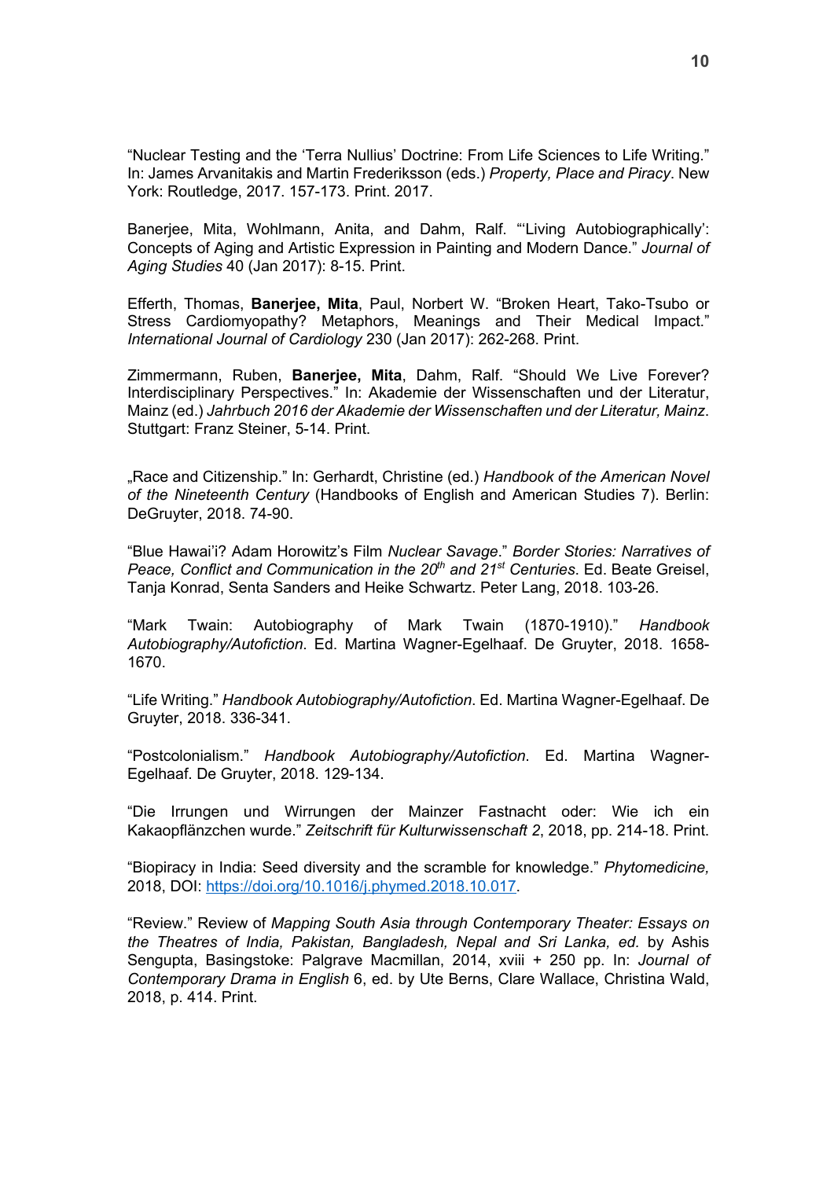"Nuclear Testing and the 'Terra Nullius' Doctrine: From Life Sciences to Life Writing." In: James Arvanitakis and Martin Frederiksson (eds.) *Property, Place and Piracy*. New York: Routledge, 2017. 157-173. Print. 2017.

Banerjee, Mita, Wohlmann, Anita, and Dahm, Ralf. "'Living Autobiographically': Concepts of Aging and Artistic Expression in Painting and Modern Dance." *Journal of Aging Studies* 40 (Jan 2017): 8-15. Print.

Efferth, Thomas, **Banerjee, Mita**, Paul, Norbert W. "Broken Heart, Tako-Tsubo or Stress Cardiomyopathy? Metaphors, Meanings and Their Medical Impact." *International Journal of Cardiology* 230 (Jan 2017): 262-268. Print.

Zimmermann, Ruben, **Banerjee, Mita**, Dahm, Ralf. "Should We Live Forever? Interdisciplinary Perspectives." In: Akademie der Wissenschaften und der Literatur, Mainz (ed.) *Jahrbuch 2016 der Akademie der Wissenschaften und der Literatur, Mainz*. Stuttgart: Franz Steiner, 5-14. Print.

„Race and Citizenship." In: Gerhardt, Christine (ed.) *Handbook of the American Novel of the Nineteenth Century* (Handbooks of English and American Studies 7). Berlin: DeGruyter, 2018. 74-90.

"Blue Hawai'i? Adam Horowitz's Film *Nuclear Savage*." *Border Stories: Narratives of Peace, Conflict and Communication in the 20th and 21st Centuries*. Ed. Beate Greisel, Tanja Konrad, Senta Sanders and Heike Schwartz. Peter Lang, 2018. 103-26.

"Mark Twain: Autobiography of Mark Twain (1870-1910)." *Handbook Autobiography/Autofiction*. Ed. Martina Wagner-Egelhaaf. De Gruyter, 2018. 1658-1670.

"Life Writing." *Handbook Autobiography/Autofiction*. Ed. Martina Wagner-Egelhaaf. De Gruyter, 2018. 336-341.

"Postcolonialism." *Handbook Autobiography/Autofiction*. Ed. Martina Wagner-Egelhaaf. De Gruyter, 2018. 129-134.

"Die Irrungen und Wirrungen der Mainzer Fastnacht oder: Wie ich ein Kakaopflänzchen wurde." *Zeitschrift für Kulturwissenschaft 2*, 2018, pp. 214-18. Print.

"Biopiracy in India: Seed diversity and the scramble for knowledge." *Phytomedicine,* 2018, DOI: https://doi.org/10.1016/j.phymed.2018.10.017.

"Review." Review of *Mapping South Asia through Contemporary Theater: Essays on the Theatres of India, Pakistan, Bangladesh, Nepal and Sri Lanka, ed.* by Ashis Sengupta, Basingstoke: Palgrave Macmillan, 2014, xviii + 250 pp. In: *Journal of Contemporary Drama in English* 6, ed. by Ute Berns, Clare Wallace, Christina Wald, 2018, p. 414. Print.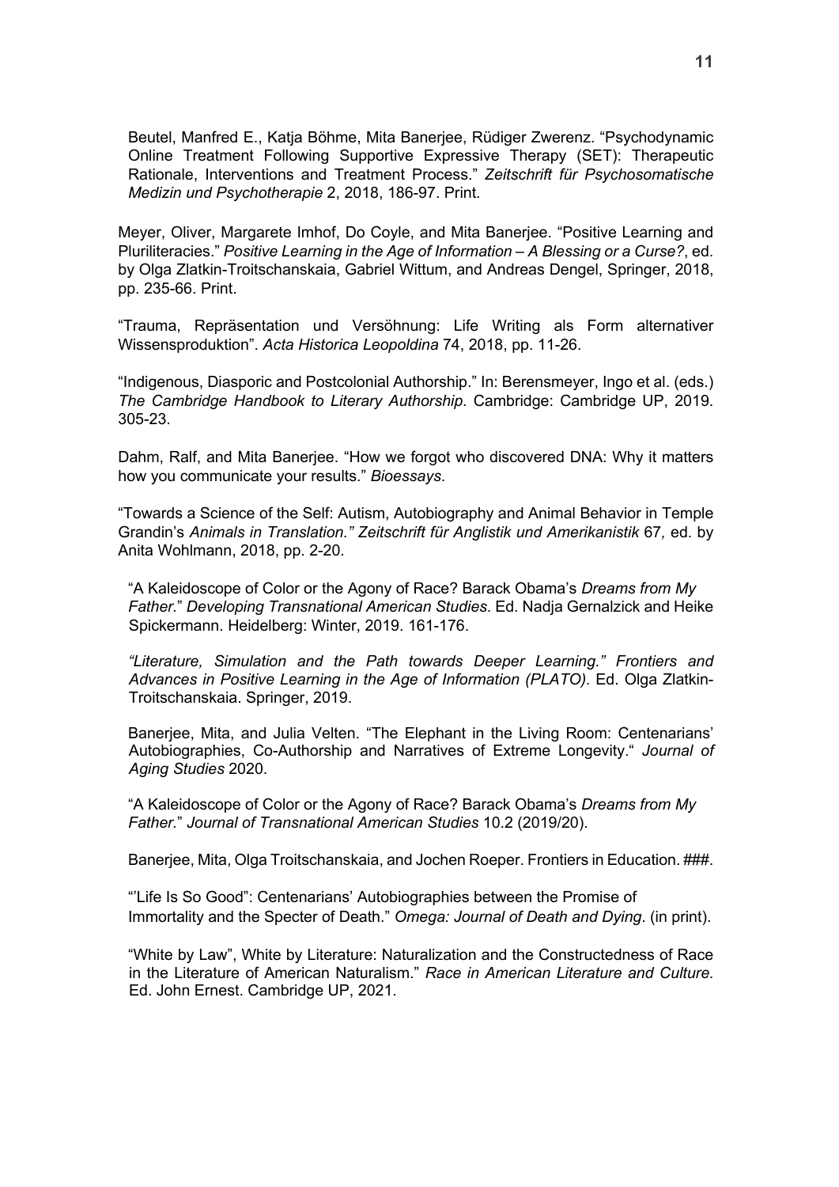Beutel, Manfred E., Katja Böhme, Mita Banerjee, Rüdiger Zwerenz. "Psychodynamic Online Treatment Following Supportive Expressive Therapy (SET): Therapeutic Rationale, Interventions and Treatment Process." *Zeitschrift für Psychosomatische Medizin und Psychotherapie* 2, 2018, 186-97. Print.

Meyer, Oliver, Margarete Imhof, Do Coyle, and Mita Banerjee. "Positive Learning and Pluriliteracies." *Positive Learning in the Age of Information – A Blessing or a Curse?*, ed. by Olga Zlatkin-Troitschanskaia, Gabriel Wittum, and Andreas Dengel, Springer, 2018, pp. 235-66. Print.

"Trauma, Repräsentation und Versöhnung: Life Writing als Form alternativer Wissensproduktion". *Acta Historica Leopoldina* 74, 2018, pp. 11-26.

"Indigenous, Diasporic and Postcolonial Authorship." In: Berensmeyer, Ingo et al. (eds.) *The Cambridge Handbook to Literary Authorship*. Cambridge: Cambridge UP, 2019. 305-23.

Dahm, Ralf, and Mita Banerjee. "How we forgot who discovered DNA: Why it matters how you communicate your results." *Bioessays*.

"Towards a Science of the Self: Autism, Autobiography and Animal Behavior in Temple Grandin's *Animals in Translation." Zeitschrift für Anglistik und Amerikanistik* 67*,* ed. by Anita Wohlmann, 2018, pp. 2-20.

"A Kaleidoscope of Color or the Agony of Race? Barack Obama's *Dreams from My Father*." *Developing Transnational American Studies*. Ed. Nadja Gernalzick and Heike Spickermann. Heidelberg: Winter, 2019. 161-176.

*"Literature, Simulation and the Path towards Deeper Learning." Frontiers and Advances in Positive Learning in the Age of Information (PLATO).* Ed. Olga Zlatkin-Troitschanskaia. Springer, 2019.

Banerjee, Mita, and Julia Velten. "The Elephant in the Living Room: Centenarians' Autobiographies, Co-Authorship and Narratives of Extreme Longevity." *Journal of Aging Studies* 2020.

"A Kaleidoscope of Color or the Agony of Race? Barack Obama's *Dreams from My Father*." *Journal of Transnational American Studies* 10.2 (2019/20).

Banerjee, Mita, Olga Troitschanskaia, and Jochen Roeper. Frontiers in Education. ###.

"'Life Is So Good": Centenarians' Autobiographies between the Promise of Immortality and the Specter of Death." *Omega: Journal of Death and Dying*. (in print).

"White by Law", White by Literature: Naturalization and the Constructedness of Race in the Literature of American Naturalism." *Race in American Literature and Culture*. Ed. John Ernest. Cambridge UP, 2021.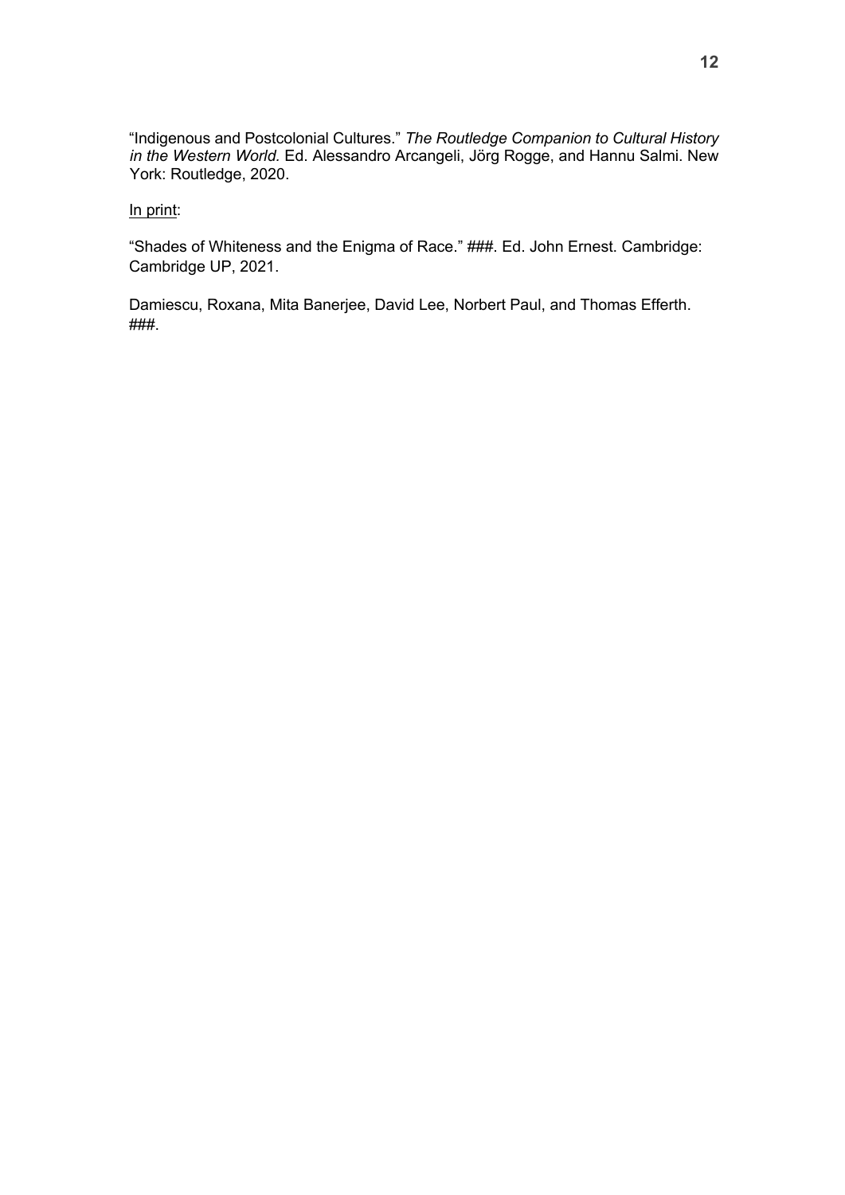"Indigenous and Postcolonial Cultures." *The Routledge Companion to Cultural History in the Western World.* Ed. Alessandro Arcangeli, Jörg Rogge, and Hannu Salmi. New York: Routledge, 2020.

<u>In print</u>:

"Shades of Whiteness and the Enigma of Race." ###. Ed. John Ernest. Cambridge: Cambridge UP, 2021.

Damiescu, Roxana, Mita Banerjee, David Lee, Norbert Paul, and Thomas Efferth. ###.